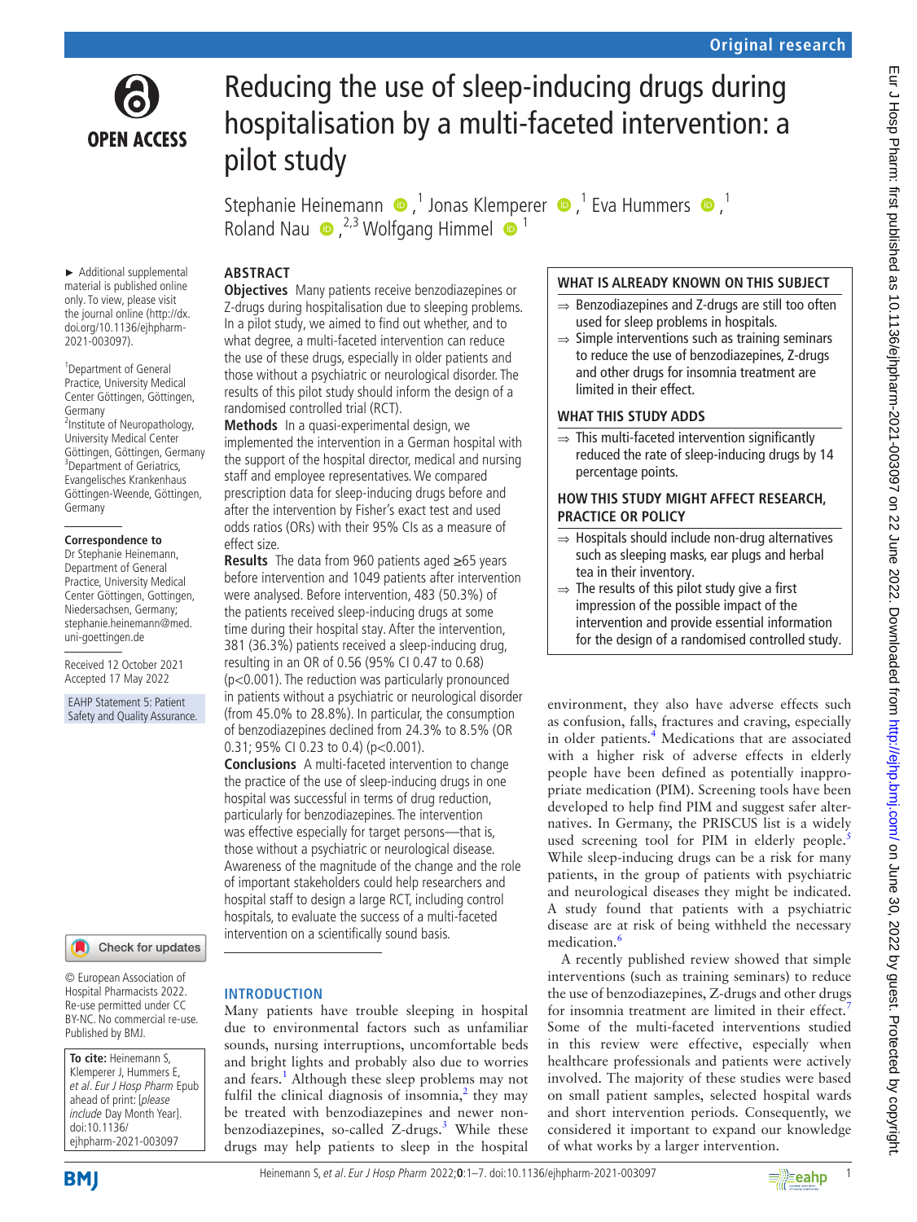# Reducing the use of sleep-inducing drugs during hospitalisation by a multi-faceted intervention: a pilot study

Stephanie Heinemann,[1] Jonas Klemperer,[1] Eva Hummers,[1] Roland Nau,[2,3] Wolfgang Himmel[1]

► Additional supplemental material is published online only. To view, please visit the journal online (http://dx.doi.org/10.1136/ejhpharm-2021-003097).

[1]Department of General Practice, University Medical Center Göttingen, Göttingen, Germany
[2]Institute of Neuropathology, University Medical Center Göttingen, Göttingen, Germany
[3]Department of Geriatrics, Evangelisches Krankenhaus Göttingen-Weende, Göttingen, Germany

**Correspondence to**
Dr Stephanie Heinemann, Department of General Practice, University Medical Center Göttingen, Gottingen, Niedersachsen, Germany; stephanie.heinemann@med.uni-goettingen.de

Received 12 October 2021
Accepted 17 May 2022

EAHP Statement 5: Patient Safety and Quality Assurance.

© European Association of Hospital Pharmacists 2022. Re-use permitted under CC BY-NC. No commercial re-use. Published by BMJ.

**To cite:** Heinemann S, Klemperer J, Hummers E, *et al. Eur J Hosp Pharm* Epub ahead of print: [*please include* Day Month Year]. doi:10.1136/ejhpharm-2021-003097

## ABSTRACT

**Objectives** Many patients receive benzodiazepines or Z-drugs during hospitalisation due to sleeping problems. In a pilot study, we aimed to find out whether, and to what degree, a multi-faceted intervention can reduce the use of these drugs, especially in older patients and those without a psychiatric or neurological disorder. The results of this pilot study should inform the design of a randomised controlled trial (RCT).

**Methods** In a quasi-experimental design, we implemented the intervention in a German hospital with the support of the hospital director, medical and nursing staff and employee representatives. We compared prescription data for sleep-inducing drugs before and after the intervention by Fisher's exact test and used odds ratios (ORs) with their 95% CIs as a measure of effect size.

**Results** The data from 960 patients aged ≥65 years before intervention and 1049 patients after intervention were analysed. Before intervention, 483 (50.3%) of the patients received sleep-inducing drugs at some time during their hospital stay. After the intervention, 381 (36.3%) patients received a sleep-inducing drug, resulting in an OR of 0.56 (95% CI 0.47 to 0.68) ($p<0.001$). The reduction was particularly pronounced in patients without a psychiatric or neurological disorder (from 45.0% to 28.8%). In particular, the consumption of benzodiazepines declined from 24.3% to 8.5% (OR 0.31; 95% CI 0.23 to 0.4) ($p<0.001$).

**Conclusions** A multi-faceted intervention to change the practice of the use of sleep-inducing drugs in one hospital was successful in terms of drug reduction, particularly for benzodiazepines. The intervention was effective especially for target persons—that is, those without a psychiatric or neurological disease. Awareness of the magnitude of the change and the role of important stakeholders could help researchers and hospital staff to design a large RCT, including control hospitals, to evaluate the success of a multi-faceted intervention on a scientifically sound basis.

### WHAT IS ALREADY KNOWN ON THIS SUBJECT

- ⇒ Benzodiazepines and Z-drugs are still too often used for sleep problems in hospitals.
- ⇒ Simple interventions such as training seminars to reduce the use of benzodiazepines, Z-drugs and other drugs for insomnia treatment are limited in their effect.

### WHAT THIS STUDY ADDS

- ⇒ This multi-faceted intervention significantly reduced the rate of sleep-inducing drugs by 14 percentage points.

### HOW THIS STUDY MIGHT AFFECT RESEARCH, PRACTICE OR POLICY

- ⇒ Hospitals should include non-drug alternatives such as sleeping masks, ear plugs and herbal tea in their inventory.
- ⇒ The results of this pilot study give a first impression of the possible impact of the intervention and provide essential information for the design of a randomised controlled study.

## INTRODUCTION

Many patients have trouble sleeping in hospital due to environmental factors such as unfamiliar sounds, nursing interruptions, uncomfortable beds and bright lights and probably also due to worries and fears.[1] Although these sleep problems may not fulfil the clinical diagnosis of insomnia,[2] they may be treated with benzodiazepines and newer non-benzodiazepines, so-called Z-drugs.[3] While these drugs may help patients to sleep in the hospital environment, they also have adverse effects such as confusion, falls, fractures and craving, especially in older patients.[4] Medications that are associated with a higher risk of adverse effects in elderly people have been defined as potentially inappropriate medication (PIM). Screening tools have been developed to help find PIM and suggest safer alternatives. In Germany, the PRISCUS list is a widely used screening tool for PIM in elderly people.[5] While sleep-inducing drugs can be a risk for many patients, in the group of patients with psychiatric and neurological diseases they might be indicated. A study found that patients with a psychiatric disease are at risk of being withheld the necessary medication.[6]

A recently published review showed that simple interventions (such as training seminars) to reduce the use of benzodiazepines, Z-drugs and other drugs for insomnia treatment are limited in their effect.[7] Some of the multi-faceted interventions studied in this review were effective, especially when healthcare professionals and patients were actively involved. The majority of these studies were based on small patient samples, selected hospital wards and short intervention periods. Consequently, we considered it important to expand our knowledge of what works by a larger intervention.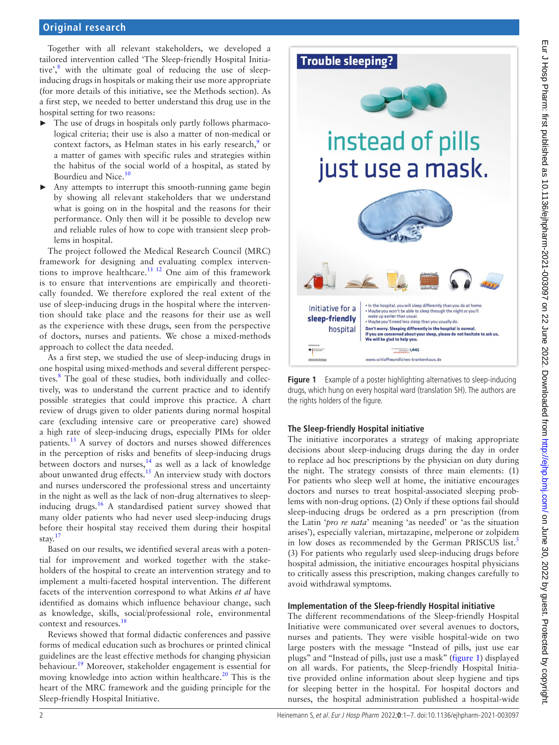Together with all relevant stakeholders, we developed a tailored intervention called 'The Sleep-friendly Hospital Initiative',[8] with the ultimate goal of reducing the use of sleep-inducing drugs in hospitals or making their use more appropriate (for more details of this initiative, see the Methods section). As a first step, we needed to better understand this drug use in the hospital setting for two reasons:

- The use of drugs in hospitals only partly follows pharmacological criteria; their use is also a matter of non-medical or context factors, as Helman states in his early research,[9] or a matter of games with specific rules and strategies within the habitus of the social world of a hospital, as stated by Bourdieu and Nice.[10]
- Any attempts to interrupt this smooth-running game begin by showing all relevant stakeholders that we understand what is going on in the hospital and the reasons for their performance. Only then will it be possible to develop new and reliable rules of how to cope with transient sleep problems in hospital.

The project followed the Medical Research Council (MRC) framework for designing and evaluating complex interventions to improve healthcare.[11,12] One aim of this framework is to ensure that interventions are empirically and theoretically founded. We therefore explored the real extent of the use of sleep-inducing drugs in the hospital where the intervention should take place and the reasons for their use as well as the experience with these drugs, seen from the perspective of doctors, nurses and patients. We chose a mixed-methods approach to collect the data needed.

As a first step, we studied the use of sleep-inducing drugs in one hospital using mixed-methods and several different perspectives.[8] The goal of these studies, both individually and collectively, was to understand the current practice and to identify possible strategies that could improve this practice. A chart review of drugs given to older patients during normal hospital care (excluding intensive care or preoperative care) showed a high rate of sleep-inducing drugs, especially PIMs for older patients.[13] A survey of doctors and nurses showed differences in the perception of risks and benefits of sleep-inducing drugs between doctors and nurses,[14] as well as a lack of knowledge about unwanted drug effects.[15] An interview study with doctors and nurses underscored the professional stress and uncertainty in the night as well as the lack of non-drug alternatives to sleep-inducing drugs.[16] A standardised patient survey showed that many older patients who had never used sleep-inducing drugs before their hospital stay received them during their hospital stay.[17]

Based on our results, we identified several areas with a potential for improvement and worked together with the stakeholders of the hospital to create an intervention strategy and to implement a multi-faceted hospital intervention. The different facets of the intervention correspond to what Atkins *et al* have identified as domains which influence behaviour change, such as knowledge, skills, social/professional role, environmental context and resources.[18]

Reviews showed that formal didactic conferences and passive forms of medical education such as brochures or printed clinical guidelines are the least effective methods for changing physician behaviour.[19] Moreover, stakeholder engagement is essential for moving knowledge into action within healthcare.[20] This is the heart of the MRC framework and the guiding principle for the Sleep-friendly Hospital Initiative.

**Figure 1** Example of a poster highlighting alternatives to sleep-inducing drugs, which hung on every hospital ward (translation SH). The authors are the rights holders of the figure.

### The Sleep-friendly Hospital initiative

The initiative incorporates a strategy of making appropriate decisions about sleep-inducing drugs during the day in order to replace ad hoc prescriptions by the physician on duty during the night. The strategy consists of three main elements: (1) For patients who sleep well at home, the initiative encourages doctors and nurses to treat hospital-associated sleeping problems with non-drug options. (2) Only if these options fail should sleep-inducing drugs be ordered as a prn prescription (from the Latin '*pro re nata*' meaning 'as needed' or 'as the situation arises'), especially valerian, mirtazapine, melperone or zolpidem in low doses as recommended by the German PRISCUS list.[5] (3) For patients who regularly used sleep-inducing drugs before hospital admission, the initiative encourages hospital physicians to critically assess this prescription, making changes carefully to avoid withdrawal symptoms.

### Implementation of the Sleep-friendly Hospital initiative

The different recommendations of the Sleep-friendly Hospital Initiative were communicated over several avenues to doctors, nurses and patients. They were visible hospital-wide on two large posters with the message "Instead of pills, just use ear plugs" and "Instead of pills, just use a mask" (figure 1) displayed on all wards. For patients, the Sleep-friendly Hospital Initiative provided online information about sleep hygiene and tips for sleeping better in the hospital. For hospital doctors and nurses, the hospital administration published a hospital-wide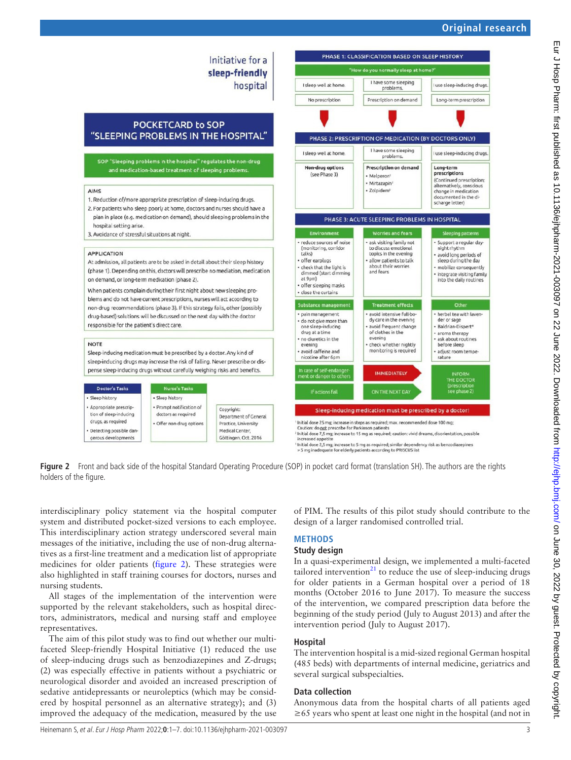## Initiative for a sleep-friendly hospital

## POCKETCARD to SOP "SLEEPING PROBLEMS IN THE HOSPITAL"

SOP "Sleeping problems in the hospital" regulates the non-drug and medication-based treatment of sleeping problems.

**AIMS**

1. Reduction of/more appropriate prescription of sleep-inducing drugs.
2. For patients who sleep poorly at home, doctors and nurses should have a plan in place (e.g. medication on demand), should sleeping problems in the hospital setting arise.
3. Avoidance of stressful situations at night.

**APPLICATION**

At admission, all patients are to be asked in detail about their sleep history (phase 1). Depending on this, doctors will prescribe no mediation, medication on demand, or long-term medication (phase 2).

When patients complain during their first night about new sleeping problems and do not have current prescriptions, nurses will act according to non-drug recommendations (phase 3). If this strategy fails, other (possibly drug-based) solutions will be discussed on the next day with the doctor responsible for the patient's direct care.

**NOTE**

Sleep-inducing medication must be prescribed by a doctor. Any kind of sleep-inducing drugs may increase the risk of falling. Never prescribe or dispense sleep-inducing drugs without carefully weighing risks and benefits.

| Doctor's Tasks | Nurse's Tasks |
|---|---|
| • Sleep history<br>• Appropriate prescription of sleep-inducing drugs, as required<br>• Detecting possible dangerous developments | • Sleep history<br>• Prompt notification of doctors as required<br>• Offer non-drug options |

Copyright: Department of General Practice, University Medical Center, Göttingen, Oct. 2016

**PHASE 1: CLASSIFICATION BASED ON SLEEP HISTORY**

"How do you normally sleep at home?"

| I sleep well at home. | I have some sleeping problems. | I use sleep-inducing drugs. |
|---|---|---|
| No prescription | Prescription on demand | Long-term prescription |

**PHASE 2: PRESCRIPTION OF MEDICATION (BY DOCTORS ONLY)**

| I sleep well at home. | I have some sleeping problems. | I use sleep-inducing drugs. |
|---|---|---|
| **Non-drug options** (see Phase 3) | **Prescription on demand**<br>• Melperon[1]<br>• Mirtazapin[2]<br>• Zolpidem[3] | **Long-term prescriptions** (Continued prescription; alternatively, conscious change in medication documented in the discharge letter) |

**PHASE 3: ACUTE SLEEPING PROBLEMS IN HOSPITAL**

| Environment | Worries and fears | Sleeping patterns |
|---|---|---|
| • reduce sources of noise (monitoring, corridor talks)<br>• offer earplugs<br>• check that the light is dimmed (start dimming at 9pm)<br>• offer sleeping masks<br>• close the curtains | • ask visiting family not to discuss emotional topics in the evening<br>• allow patients to talk about their worries and fears | • Support a regular day-night rhythm<br>• avoid long periods of sleep during the day<br>• mobilize consequently<br>• integrate visiting family into the daily routines |

| Substance management | Treatment effects | Other |
|---|---|---|
| • pain management<br>• do not give more than one sleep-inducing drug at a time<br>• no diuretics in the evening<br>• avoid caffeine and nicotine after 6pm | • avoid intensive full-body care in the evening<br>• avoid frequent change of clothes in the evening<br>• check whether nightly monitoring is required | • herbal tea with lavender or sage<br>• Baldrian-Dispert®<br>• aroma therapy<br>• ask about routines before sleep<br>• adjust room temperature |

| In case of self-endangerment or danger to others | IMMEDIATELY | INFORM THE DOCTOR (prescription see phase 2) |
|---|---|---|
| If actions fail | ON THE NEXT DAY | |

**Sleep-inducing medication must be prescribed by a doctor!**

[1] Initial dose 25 mg; increase in steps as required; max. recommended dose 100 mg; Caution: do not prescribe for Parkinson patients
[2] Initial dose 7,5 mg; increase to 15 mg as required; caution: vivid dreams, disorientation, possible increased appetite
[3] Initial dose 2,5 mg; increase to 5 mg as required; similar dependency risk as benzodiazepines >5 mg inadequate for elderly patients according to PRISCUS list

**Figure 2** Front and back side of the hospital Standard Operating Procedure (SOP) in pocket card format (translation SH). The authors are the rights holders of the figure.

interdisciplinary policy statement via the hospital computer system and distributed pocket-sized versions to each employee. This interdisciplinary action strategy underscored several main messages of the initiative, including the use of non-drug alternatives as a first-line treatment and a medication list of appropriate medicines for older patients (figure 2). These strategies were also highlighted in staff training courses for doctors, nurses and nursing students.

All stages of the implementation of the intervention were supported by the relevant stakeholders, such as hospital directors, administrators, medical and nursing staff and employee representatives.

The aim of this pilot study was to find out whether our multifaceted Sleep-friendly Hospital Initiative (1) reduced the use of sleep-inducing drugs such as benzodiazepines and Z-drugs; (2) was especially effective in patients without a psychiatric or neurological disorder and avoided an increased prescription of sedative antidepressants or neuroleptics (which may be considered by hospital personnel as an alternative strategy); and (3) improved the adequacy of the medication, measured by the use of PIM. The results of this pilot study should contribute to the design of a larger randomised controlled trial.

## METHODS

### Study design

In a quasi-experimental design, we implemented a multi-faceted tailored intervention[21] to reduce the use of sleep-inducing drugs for older patients in a German hospital over a period of 18 months (October 2016 to June 2017). To measure the success of the intervention, we compared prescription data before the beginning of the study period (July to August 2013) and after the intervention period (July to August 2017).

### Hospital

The intervention hospital is a mid-sized regional German hospital (485 beds) with departments of internal medicine, geriatrics and several surgical subspecialties.

### Data collection

Anonymous data from the hospital charts of all patients aged ≥65 years who spent at least one night in the hospital (and not in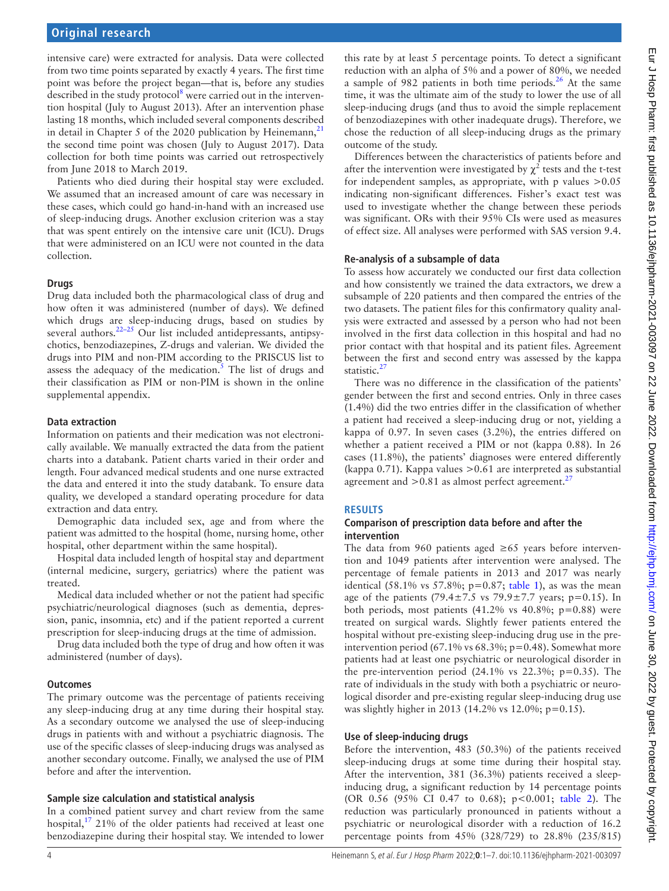intensive care) were extracted for analysis. Data were collected from two time points separated by exactly 4 years. The first time point was before the project began—that is, before any studies described in the study protocol[8] were carried out in the intervention hospital (July to August 2013). After an intervention phase lasting 18 months, which included several components described in detail in Chapter 5 of the 2020 publication by Heinemann,[21] the second time point was chosen (July to August 2017). Data collection for both time points was carried out retrospectively from June 2018 to March 2019.

Patients who died during their hospital stay were excluded. We assumed that an increased amount of care was necessary in these cases, which could go hand-in-hand with an increased use of sleep-inducing drugs. Another exclusion criterion was a stay that was spent entirely on the intensive care unit (ICU). Drugs that were administered on an ICU were not counted in the data collection.

### Drugs

Drug data included both the pharmacological class of drug and how often it was administered (number of days). We defined which drugs are sleep-inducing drugs, based on studies by several authors.[22–25] Our list included antidepressants, antipsychotics, benzodiazepines, Z-drugs and valerian. We divided the drugs into PIM and non-PIM according to the PRISCUS list to assess the adequacy of the medication.[5] The list of drugs and their classification as PIM or non-PIM is shown in the online supplemental appendix.

### Data extraction

Information on patients and their medication was not electronically available. We manually extracted the data from the patient charts into a databank. Patient charts varied in their order and length. Four advanced medical students and one nurse extracted the data and entered it into the study databank. To ensure data quality, we developed a standard operating procedure for data extraction and data entry.

Demographic data included sex, age and from where the patient was admitted to the hospital (home, nursing home, other hospital, other department within the same hospital).

Hospital data included length of hospital stay and department (internal medicine, surgery, geriatrics) where the patient was treated.

Medical data included whether or not the patient had specific psychiatric/neurological diagnoses (such as dementia, depression, panic, insomnia, etc) and if the patient reported a current prescription for sleep-inducing drugs at the time of admission.

Drug data included both the type of drug and how often it was administered (number of days).

### Outcomes

The primary outcome was the percentage of patients receiving any sleep-inducing drug at any time during their hospital stay. As a secondary outcome we analysed the use of sleep-inducing drugs in patients with and without a psychiatric diagnosis. The use of the specific classes of sleep-inducing drugs was analysed as another secondary outcome. Finally, we analysed the use of PIM before and after the intervention.

### Sample size calculation and statistical analysis

In a combined patient survey and chart review from the same hospital,[17] 21% of the older patients had received at least one benzodiazepine during their hospital stay. We intended to lower this rate by at least 5 percentage points. To detect a significant reduction with an alpha of 5% and a power of 80%, we needed a sample of 982 patients in both time periods.[26] At the same time, it was the ultimate aim of the study to lower the use of all sleep-inducing drugs (and thus to avoid the simple replacement of benzodiazepines with other inadequate drugs). Therefore, we chose the reduction of all sleep-inducing drugs as the primary outcome of the study.

Differences between the characteristics of patients before and after the intervention were investigated by $\chi^2$ tests and the t-test for independent samples, as appropriate, with p values >0.05 indicating non-significant differences. Fisher's exact test was used to investigate whether the change between these periods was significant. ORs with their 95% CIs were used as measures of effect size. All analyses were performed with SAS version 9.4.

### Re-analysis of a subsample of data

To assess how accurately we conducted our first data collection and how consistently we trained the data extractors, we drew a subsample of 220 patients and then compared the entries of the two datasets. The patient files for this confirmatory quality analysis were extracted and assessed by a person who had not been involved in the first data collection in this hospital and had no prior contact with that hospital and its patient files. Agreement between the first and second entry was assessed by the kappa statistic.[27]

There was no difference in the classification of the patients' gender between the first and second entries. Only in three cases (1.4%) did the two entries differ in the classification of whether a patient had received a sleep-inducing drug or not, yielding a kappa of 0.97. In seven cases (3.2%), the entries differed on whether a patient received a PIM or not (kappa 0.88). In 26 cases (11.8%), the patients' diagnoses were entered differently (kappa 0.71). Kappa values >0.61 are interpreted as substantial agreement and >0.81 as almost perfect agreement.[27]

## RESULTS

### Comparison of prescription data before and after the intervention

The data from 960 patients aged ≥65 years before intervention and 1049 patients after intervention were analysed. The percentage of female patients in 2013 and 2017 was nearly identical (58.1% vs 57.8%; p=0.87; table 1), as was the mean age of the patients (79.4±7.5 vs 79.9±7.7 years; p=0.15). In both periods, most patients (41.2% vs 40.8%; p=0.88) were treated on surgical wards. Slightly fewer patients entered the hospital without pre-existing sleep-inducing drug use in the pre-intervention period (67.1% vs 68.3%; p=0.48). Somewhat more patients had at least one psychiatric or neurological disorder in the pre-intervention period (24.1% vs 22.3%; p=0.35). The rate of individuals in the study with both a psychiatric or neurological disorder and pre-existing regular sleep-inducing drug use was slightly higher in 2013 (14.2% vs 12.0%; p=0.15).

### Use of sleep-inducing drugs

Before the intervention, 483 (50.3%) of the patients received sleep-inducing drugs at some time during their hospital stay. After the intervention, 381 (36.3%) patients received a sleep-inducing drug, a significant reduction by 14 percentage points (OR 0.56 (95% CI 0.47 to 0.68); p<0.001; table 2). The reduction was particularly pronounced in patients without a psychiatric or neurological disorder with a reduction of 16.2 percentage points from 45% (328/729) to 28.8% (235/815)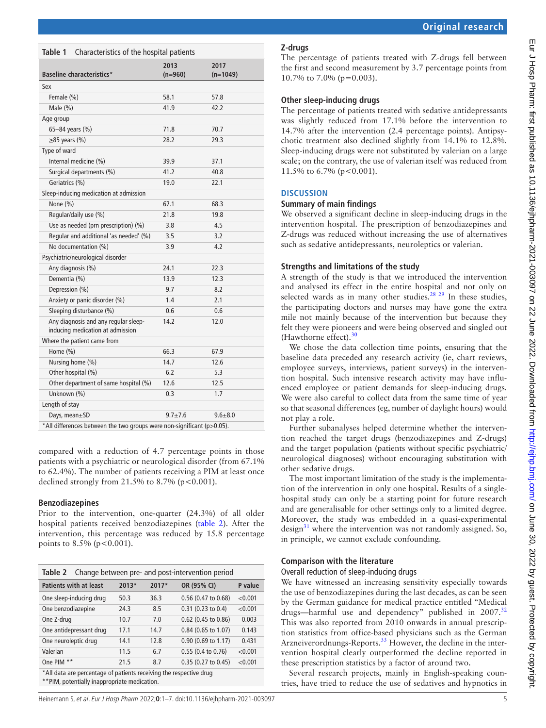**Table 1** Characteristics of the hospital patients

| Baseline characteristics* | 2013 (n=960) | 2017 (n=1049) |
|---|---|---|
| Sex | | |
| Female (%) | 58.1 | 57.8 |
| Male (%) | 41.9 | 42.2 |
| Age group | | |
| 65–84 years (%) | 71.8 | 70.7 |
| ≥85 years (%) | 28.2 | 29.3 |
| Type of ward | | |
| Internal medicine (%) | 39.9 | 37.1 |
| Surgical departments (%) | 41.2 | 40.8 |
| Geriatrics (%) | 19.0 | 22.1 |
| Sleep-inducing medication at admission | | |
| None (%) | 67.1 | 68.3 |
| Regular/daily use (%) | 21.8 | 19.8 |
| Use as needed (prn prescription) (%) | 3.8 | 4.5 |
| Regular and additional 'as needed' (%) | 3.5 | 3.2 |
| No documentation (%) | 3.9 | 4.2 |
| Psychiatric/neurological disorder | | |
| Any diagnosis (%) | 24.1 | 22.3 |
| Dementia (%) | 13.9 | 12.3 |
| Depression (%) | 9.7 | 8.2 |
| Anxiety or panic disorder (%) | 1.4 | 2.1 |
| Sleeping disturbance (%) | 0.6 | 0.6 |
| Any diagnosis and any regular sleep-inducing medication at admission | 14.2 | 12.0 |
| Where the patient came from | | |
| Home (%) | 66.3 | 67.9 |
| Nursing home (%) | 14.7 | 12.6 |
| Other hospital (%) | 6.2 | 5.3 |
| Other department of same hospital (%) | 12.6 | 12.5 |
| Unknown (%) | 0.3 | 1.7 |
| Length of stay | | |
| Days, mean±SD | 9.7±7.6 | 9.6±8.0 |

*All differences between the two groups were non-significant (p>0.05).

compared with a reduction of 4.7 percentage points in those patients with a psychiatric or neurological disorder (from 67.1% to 62.4%). The number of patients receiving a PIM at least once declined strongly from 21.5% to 8.7% (p<0.001).

### Benzodiazepines

Prior to the intervention, one-quarter (24.3%) of all older hospital patients received benzodiazepines (table 2). After the intervention, this percentage was reduced by 15.8 percentage points to 8.5% (p<0.001).

**Table 2** Change between pre- and post-intervention period

| Patients with at least | 2013* | 2017* | OR (95% CI) | P value |
|---|---|---|---|---|
| One sleep-inducing drug | 50.3 | 36.3 | 0.56 (0.47 to 0.68) | <0.001 |
| One benzodiazepine | 24.3 | 8.5 | 0.31 (0.23 to 0.4) | <0.001 |
| One Z-drug | 10.7 | 7.0 | 0.62 (0.45 to 0.86) | 0.003 |
| One antidepressant drug | 17.1 | 14.7 | 0.84 (0.65 to 1.07) | 0.143 |
| One neuroleptic drug | 14.1 | 12.8 | 0.90 (0.69 to 1.17) | 0.431 |
| Valerian | 11.5 | 6.7 | 0.55 (0.4 to 0.76) | <0.001 |
| One PIM ** | 21.5 | 8.7 | 0.35 (0.27 to 0.45) | <0.001 |

*All data are percentage of patients receiving the respective drug
**PIM, potentially inappropriate medication.

### Z-drugs

The percentage of patients treated with Z-drugs fell between the first and second measurement by 3.7 percentage points from 10.7% to 7.0% (p=0.003).

### Other sleep-inducing drugs

The percentage of patients treated with sedative antidepressants was slightly reduced from 17.1% before the intervention to 14.7% after the intervention (2.4 percentage points). Antipsychotic treatment also declined slightly from 14.1% to 12.8%. Sleep-inducing drugs were not substituted by valerian on a large scale; on the contrary, the use of valerian itself was reduced from 11.5% to 6.7% (p<0.001).

## DISCUSSION

### Summary of main findings

We observed a significant decline in sleep-inducing drugs in the intervention hospital. The prescription of benzodiazepines and Z-drugs was reduced without increasing the use of alternatives such as sedative antidepressants, neuroleptics or valerian.

### Strengths and limitations of the study

A strength of the study is that we introduced the intervention and analysed its effect in the entire hospital and not only on selected wards as in many other studies.[28 29] In these studies, the participating doctors and nurses may have gone the extra mile not mainly because of the intervention but because they felt they were pioneers and were being observed and singled out (Hawthorne effect).[30]

We chose the data collection time points, ensuring that the baseline data preceded any research activity (ie, chart reviews, employee surveys, interviews, patient surveys) in the intervention hospital. Such intensive research activity may have influenced employee or patient demands for sleep-inducing drugs. We were also careful to collect data from the same time of year so that seasonal differences (eg, number of daylight hours) would not play a role.

Further subanalyses helped determine whether the intervention reached the target drugs (benzodiazepines and Z-drugs) and the target population (patients without specific psychiatric/neurological diagnoses) without encouraging substitution with other sedative drugs.

The most important limitation of the study is the implementation of the intervention in only one hospital. Results of a single-hospital study can only be a starting point for future research and are generalisable for other settings only to a limited degree. Moreover, the study was embedded in a quasi-experimental design[31] where the intervention was not randomly assigned. So, in principle, we cannot exclude confounding.

### Comparison with the literature

#### Overall reduction of sleep-inducing drugs

We have witnessed an increasing sensitivity especially towards the use of benzodiazepines during the last decades, as can be seen by the German guidance for medical practice entitled "Medical drugs—harmful use and dependency" published in 2007.[32] This was also reported from 2010 onwards in annual prescription statistics from office-based physicians such as the German Arzneiverordnungs-Reports.[33] However, the decline in the intervention hospital clearly outperformed the decline reported in these prescription statistics by a factor of around two.

Several research projects, mainly in English-speaking countries, have tried to reduce the use of sedatives and hypnotics in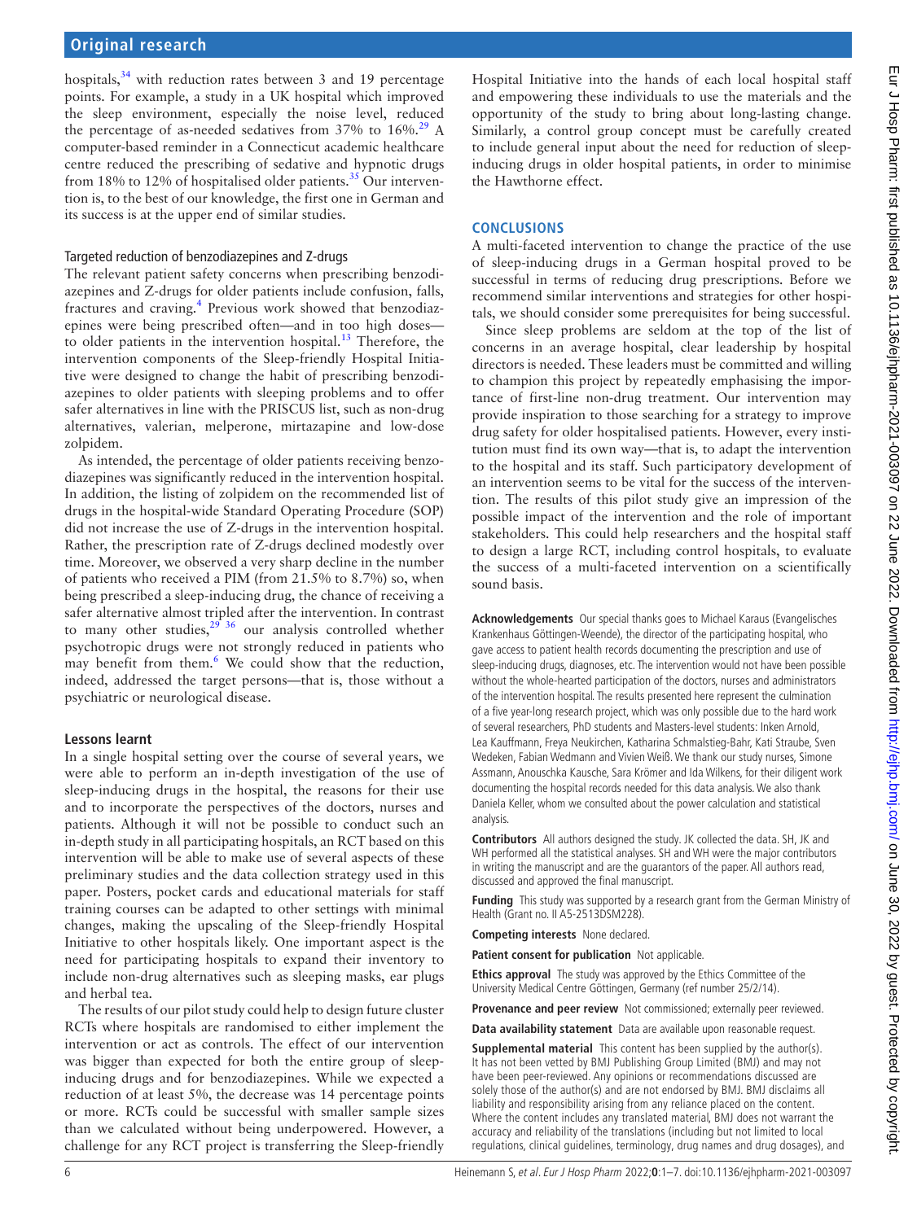hospitals,[34] with reduction rates between 3 and 19 percentage points. For example, a study in a UK hospital which improved the sleep environment, especially the noise level, reduced the percentage of as-needed sedatives from 37% to 16%.[29] A computer-based reminder in a Connecticut academic healthcare centre reduced the prescribing of sedative and hypnotic drugs from 18% to 12% of hospitalised older patients.[35] Our intervention is, to the best of our knowledge, the first one in German and its success is at the upper end of similar studies.

### Targeted reduction of benzodiazepines and Z-drugs

The relevant patient safety concerns when prescribing benzodiazepines and Z-drugs for older patients include confusion, falls, fractures and craving.[4] Previous work showed that benzodiazepines were being prescribed often—and in too high doses—to older patients in the intervention hospital.[13] Therefore, the intervention components of the Sleep-friendly Hospital Initiative were designed to change the habit of prescribing benzodiazepines to older patients with sleeping problems and to offer safer alternatives in line with the PRISCUS list, such as non-drug alternatives, valerian, melperone, mirtazapine and low-dose zolpidem.

As intended, the percentage of older patients receiving benzodiazepines was significantly reduced in the intervention hospital. In addition, the listing of zolpidem on the recommended list of drugs in the hospital-wide Standard Operating Procedure (SOP) did not increase the use of Z-drugs in the intervention hospital. Rather, the prescription rate of Z-drugs declined modestly over time. Moreover, we observed a very sharp decline in the number of patients who received a PIM (from 21.5% to 8.7%) so, when being prescribed a sleep-inducing drug, the chance of receiving a safer alternative almost tripled after the intervention. In contrast to many other studies,[29 36] our analysis controlled whether psychotropic drugs were not strongly reduced in patients who may benefit from them.[6] We could show that the reduction, indeed, addressed the target persons—that is, those without a psychiatric or neurological disease.

## Lessons learnt

In a single hospital setting over the course of several years, we were able to perform an in-depth investigation of the use of sleep-inducing drugs in the hospital, the reasons for their use and to incorporate the perspectives of the doctors, nurses and patients. Although it will not be possible to conduct such an in-depth study in all participating hospitals, an RCT based on this intervention will be able to make use of several aspects of these preliminary studies and the data collection strategy used in this paper. Posters, pocket cards and educational materials for staff training courses can be adapted to other settings with minimal changes, making the upscaling of the Sleep-friendly Hospital Initiative to other hospitals likely. One important aspect is the need for participating hospitals to expand their inventory to include non-drug alternatives such as sleeping masks, ear plugs and herbal tea.

The results of our pilot study could help to design future cluster RCTs where hospitals are randomised to either implement the intervention or act as controls. The effect of our intervention was bigger than expected for both the entire group of sleep-inducing drugs and for benzodiazepines. While we expected a reduction of at least 5%, the decrease was 14 percentage points or more. RCTs could be successful with smaller sample sizes than we calculated without being underpowered. However, a challenge for any RCT project is transferring the Sleep-friendly Hospital Initiative into the hands of each local hospital staff and empowering these individuals to use the materials and the opportunity of the study to bring about long-lasting change. Similarly, a control group concept must be carefully created to include general input about the need for reduction of sleep-inducing drugs in older hospital patients, in order to minimise the Hawthorne effect.

## CONCLUSIONS

A multi-faceted intervention to change the practice of the use of sleep-inducing drugs in a German hospital proved to be successful in terms of reducing drug prescriptions. Before we recommend similar interventions and strategies for other hospitals, we should consider some prerequisites for being successful.

Since sleep problems are seldom at the top of the list of concerns in an average hospital, clear leadership by hospital directors is needed. These leaders must be committed and willing to champion this project by repeatedly emphasising the importance of first-line non-drug treatment. Our intervention may provide inspiration to those searching for a strategy to improve drug safety for older hospitalised patients. However, every institution must find its own way—that is, to adapt the intervention to the hospital and its staff. Such participatory development of an intervention seems to be vital for the success of the intervention. The results of this pilot study give an impression of the possible impact of the intervention and the role of important stakeholders. This could help researchers and the hospital staff to design a large RCT, including control hospitals, to evaluate the success of a multi-faceted intervention on a scientifically sound basis.

**Acknowledgements** Our special thanks goes to Michael Karaus (Evangelisches Krankenhaus Göttingen-Weende), the director of the participating hospital, who gave access to patient health records documenting the prescription and use of sleep-inducing drugs, diagnoses, etc. The intervention would not have been possible without the whole-hearted participation of the doctors, nurses and administrators of the intervention hospital. The results presented here represent the culmination of a five year-long research project, which was only possible due to the hard work of several researchers, PhD students and Masters-level students: Inken Arnold, Lea Kauffmann, Freya Neukirchen, Katharina Schmalstieg-Bahr, Kati Straube, Sven Wedeken, Fabian Wedmann and Vivien Weiß. We thank our study nurses, Simone Assmann, Anouschka Kausche, Sara Krömer and Ida Wilkens, for their diligent work documenting the hospital records needed for this data analysis. We also thank Daniela Keller, whom we consulted about the power calculation and statistical analysis.

**Contributors** All authors designed the study. JK collected the data. SH, JK and WH performed all the statistical analyses. SH and WH were the major contributors in writing the manuscript and are the guarantors of the paper. All authors read, discussed and approved the final manuscript.

**Funding** This study was supported by a research grant from the German Ministry of Health (Grant no. II A5-2513DSM228).

**Competing interests** None declared.

**Patient consent for publication** Not applicable.

**Ethics approval** The study was approved by the Ethics Committee of the University Medical Centre Göttingen, Germany (ref number 25/2/14).

**Provenance and peer review** Not commissioned; externally peer reviewed.

**Data availability statement** Data are available upon reasonable request.

**Supplemental material** This content has been supplied by the author(s). It has not been vetted by BMJ Publishing Group Limited (BMJ) and may not have been peer-reviewed. Any opinions or recommendations discussed are solely those of the author(s) and are not endorsed by BMJ. BMJ disclaims all liability and responsibility arising from any reliance placed on the content. Where the content includes any translated material, BMJ does not warrant the accuracy and reliability of the translations (including but not limited to local regulations, clinical guidelines, terminology, drug names and drug dosages), and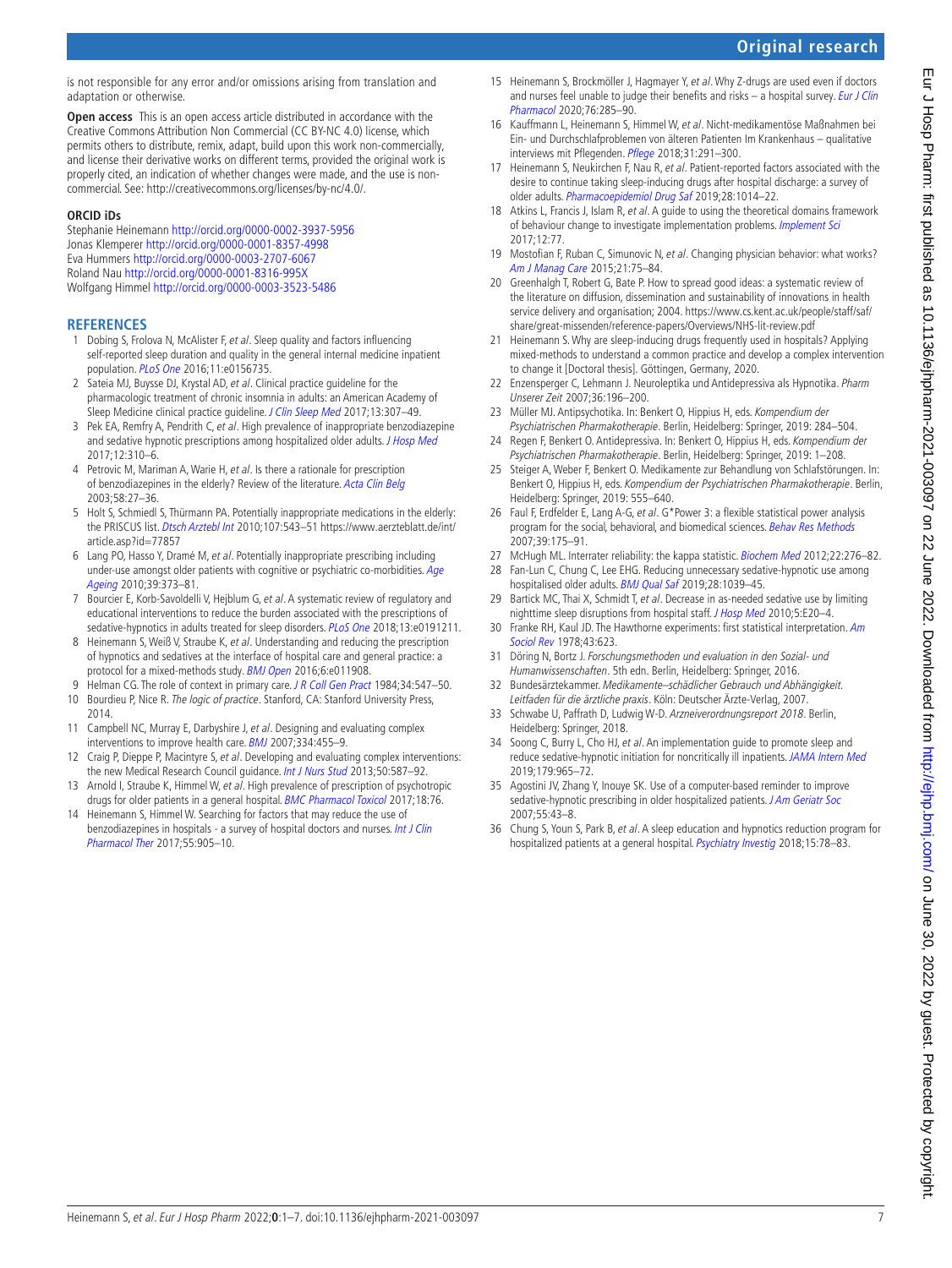is not responsible for any error and/or omissions arising from translation and adaptation or otherwise.

**Open access** This is an open access article distributed in accordance with the Creative Commons Attribution Non Commercial (CC BY-NC 4.0) license, which permits others to distribute, remix, adapt, build upon this work non-commercially, and license their derivative works on different terms, provided the original work is properly cited, an indication of whether changes were made, and the use is non-commercial. See: http://creativecommons.org/licenses/by-nc/4.0/.

**ORCID iDs**

Stephanie Heinemann http://orcid.org/0000-0002-3937-5956
Jonas Klemperer http://orcid.org/0000-0001-8357-4998
Eva Hummers http://orcid.org/0000-0003-2707-6067
Roland Nau http://orcid.org/0000-0001-8316-995X
Wolfgang Himmel http://orcid.org/0000-0003-3523-5486

## REFERENCES

1. Dobing S, Frolova N, McAlister F, *et al*. Sleep quality and factors influencing self-reported sleep duration and quality in the general internal medicine inpatient population. *PLoS One* 2016;11:e0156735.
2. Sateia MJ, Buysse DJ, Krystal AD, *et al*. Clinical practice guideline for the pharmacologic treatment of chronic insomnia in adults: an American Academy of Sleep Medicine clinical practice guideline. *J Clin Sleep Med* 2017;13:307–49.
3. Pek EA, Remfry A, Pendrith C, *et al*. High prevalence of inappropriate benzodiazepine and sedative hypnotic prescriptions among hospitalized older adults. *J Hosp Med* 2017;12:310–6.
4. Petrovic M, Mariman A, Warie H, *et al*. Is there a rationale for prescription of benzodiazepines in the elderly? Review of the literature. *Acta Clin Belg* 2003;58:27–36.
5. Holt S, Schmiedl S, Thürmann PA. Potentially inappropriate medications in the elderly: the PRISCUS list. *Dtsch Arztebl Int* 2010;107:543–51 https://www.aerzteblatt.de/int/article.asp?id=77857
6. Lang PO, Hasso Y, Dramé M, *et al*. Potentially inappropriate prescribing including under-use amongst older patients with cognitive or psychiatric co-morbidities. *Age Ageing* 2010;39:373–81.
7. Bourcier E, Korb-Savoldelli V, Hejblum G, *et al*. A systematic review of regulatory and educational interventions to reduce the burden associated with the prescriptions of sedative-hypnotics in adults treated for sleep disorders. *PLoS One* 2018;13:e0191211.
8. Heinemann S, Weiß V, Straube K, *et al*. Understanding and reducing the prescription of hypnotics and sedatives at the interface of hospital care and general practice: a protocol for a mixed-methods study. *BMJ Open* 2016;6:e011908.
9. Helman CG. The role of context in primary care. *J R Coll Gen Pract* 1984;34:547–50.
10. Bourdieu P, Nice R. *The logic of practice*. Stanford, CA: Stanford University Press, 2014.
11. Campbell NC, Murray E, Darbyshire J, *et al*. Designing and evaluating complex interventions to improve health care. *BMJ* 2007;334:455–9.
12. Craig P, Dieppe P, Macintyre S, *et al*. Developing and evaluating complex interventions: the new Medical Research Council guidance. *Int J Nurs Stud* 2013;50:587–92.
13. Arnold I, Straube K, Himmel W, *et al*. High prevalence of prescription of psychotropic drugs for older patients in a general hospital. *BMC Pharmacol Toxicol* 2017;18:76.
14. Heinemann S, Himmel W. Searching for factors that may reduce the use of benzodiazepines in hospitals - a survey of hospital doctors and nurses. *Int J Clin Pharmacol Ther* 2017;55:905–10.
15. Heinemann S, Brockmöller J, Hagmayer Y, *et al*. Why Z-drugs are used even if doctors and nurses feel unable to judge their benefits and risks – a hospital survey. *Eur J Clin Pharmacol* 2020;76:285–90.
16. Kauffmann L, Heinemann S, Himmel W, *et al*. Nicht-medikamentöse Maßnahmen bei Ein- und Durchschlafproblemen von älteren Patienten Im Krankenhaus – qualitative interviews mit Pflegenden. *Pflege* 2018;31:291–300.
17. Heinemann S, Neukirchen F, Nau R, *et al*. Patient-reported factors associated with the desire to continue taking sleep-inducing drugs after hospital discharge: a survey of older adults. *Pharmacoepidemiol Drug Saf* 2019;28:1014–22.
18. Atkins L, Francis J, Islam R, *et al*. A guide to using the theoretical domains framework of behaviour change to investigate implementation problems. *Implement Sci* 2017;12:77.
19. Mostofian F, Ruban C, Simunovic N, *et al*. Changing physician behavior: what works? *Am J Manag Care* 2015;21:75–84.
20. Greenhalgh T, Robert G, Bate P. How to spread good ideas: a systematic review of the literature on diffusion, dissemination and sustainability of innovations in health service delivery and organisation; 2004. https://www.cs.kent.ac.uk/people/staff/saf/share/great-missenden/reference-papers/Overviews/NHS-lit-review.pdf
21. Heinemann S. Why are sleep-inducing drugs frequently used in hospitals? Applying mixed-methods to understand a common practice and develop a complex intervention to change it [Doctoral thesis]. Göttingen, Germany, 2020.
22. Enzensperger C, Lehmann J. Neuroleptika und Antidepressiva als Hypnotika. *Pharm Unserer Zeit* 2007;36:196–200.
23. Müller MJ. Antipsychotika. In: Benkert O, Hippius H, eds. *Kompendium der Psychiatrischen Pharmakotherapie*. Berlin, Heidelberg: Springer, 2019: 284–504.
24. Regen F, Benkert O. Antidepressiva. In: Benkert O, Hippius H, eds. *Kompendium der Psychiatrischen Pharmakotherapie*. Berlin, Heidelberg: Springer, 2019: 1–208.
25. Steiger A, Weber F, Benkert O. Medikamente zur Behandlung von Schlafstörungen. In: Benkert O, Hippius H, eds. *Kompendium der Psychiatrischen Pharmakotherapie*. Berlin, Heidelberg: Springer, 2019: 555–640.
26. Faul F, Erdfelder E, Lang A-G, *et al*. G*Power 3: a flexible statistical power analysis program for the social, behavioral, and biomedical sciences. *Behav Res Methods* 2007;39:175–91.
27. McHugh ML. Interrater reliability: the kappa statistic. *Biochem Med* 2012;22:276–82.
28. Fan-Lun C, Chung C, Lee EHG. Reducing unnecessary sedative-hypnotic use among hospitalised older adults. *BMJ Qual Saf* 2019;28:1039–45.
29. Bartick MC, Thai X, Schmidt T, *et al*. Decrease in as-needed sedative use by limiting nighttime sleep disruptions from hospital staff. *J Hosp Med* 2010;5:E20–4.
30. Franke RH, Kaul JD. The Hawthorne experiments: first statistical interpretation. *Am Sociol Rev* 1978;43:623.
31. Döring N, Bortz J. *Forschungsmethoden und evaluation in den Sozial- und Humanwissenschaften*. 5th edn. Berlin, Heidelberg: Springer, 2016.
32. Bundesärztekammer. *Medikamente–schädlicher Gebrauch und Abhängigkeit. Leitfaden für die ärztliche praxis*. Köln: Deutscher Ärzte-Verlag, 2007.
33. Schwabe U, Paffrath D, Ludwig W-D. *Arzneiverordnungsreport 2018*. Berlin, Heidelberg: Springer, 2018.
34. Soong C, Burry L, Cho HJ, *et al*. An implementation guide to promote sleep and reduce sedative-hypnotic initiation for noncritically ill inpatients. *JAMA Intern Med* 2019;179:965–72.
35. Agostini JV, Zhang Y, Inouye SK. Use of a computer-based reminder to improve sedative-hypnotic prescribing in older hospitalized patients. *J Am Geriatr Soc* 2007;55:43–8.
36. Chung S, Youn S, Park B, *et al*. A sleep education and hypnotics reduction program for hospitalized patients at a general hospital. *Psychiatry Investig* 2018;15:78–83.